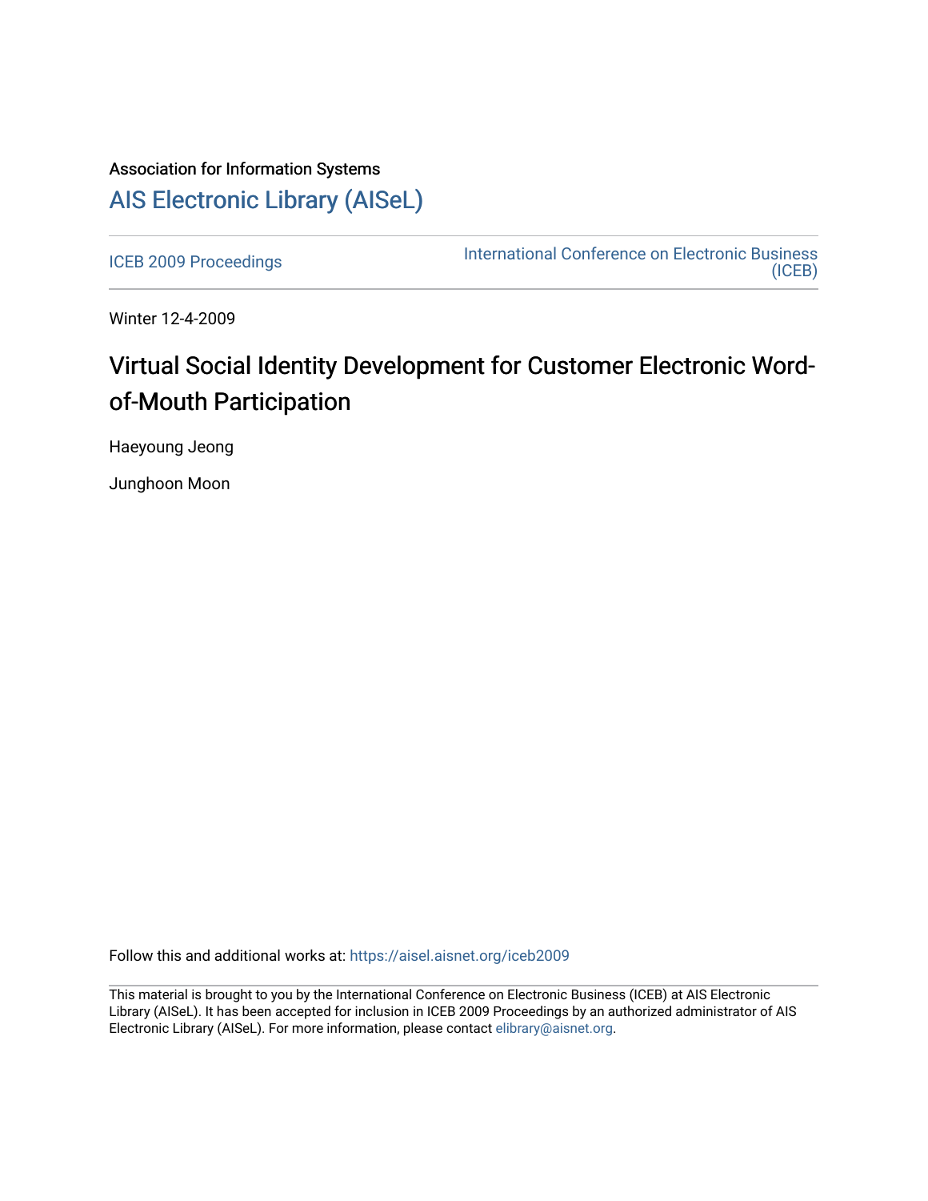Association for Information Systems

# AIS Electronic Library (AISeL)

ICEB 2009 Proceedings | International Conference on Electronic Business (ICEB)

Winter 12-4-2009

## Virtual Social Identity Development for Customer Electronic Word-of-Mouth Participation

Haeyoung Jeong

Junghoon Moon

Follow this and additional works at: https://aisel.aisnet.org/iceb2009

This material is brought to you by the International Conference on Electronic Business (ICEB) at AIS Electronic Library (AISeL). It has been accepted for inclusion in ICEB 2009 Proceedings by an authorized administrator of AIS Electronic Library (AISeL). For more information, please contact elibrary@aisnet.org.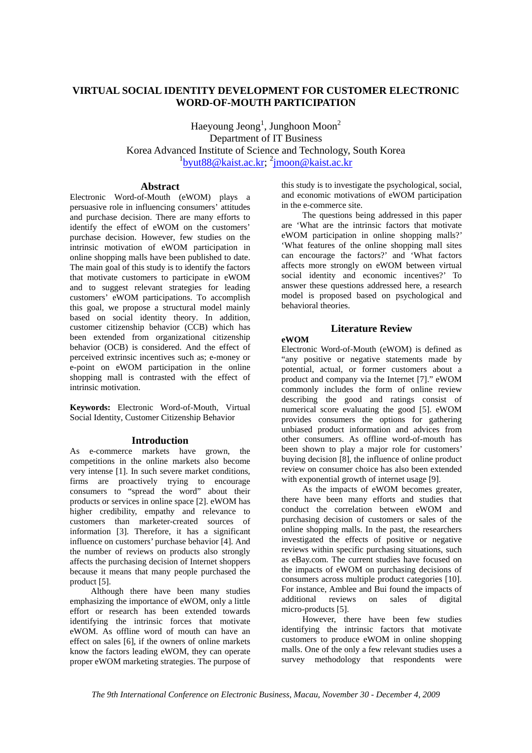# VIRTUAL SOCIAL IDENTITY DEVELOPMENT FOR CUSTOMER ELECTRONIC WORD-OF-MOUTH PARTICIPATION

Haeyoung Jeong[1], Junghoon Moon[2]
Department of IT Business
Korea Advanced Institute of Science and Technology, South Korea
[1]byut88@kaist.ac.kr; [2]jmoon@kaist.ac.kr

## Abstract

Electronic Word-of-Mouth (eWOM) plays a persuasive role in influencing consumers' attitudes and purchase decision. There are many efforts to identify the effect of eWOM on the customers' purchase decision. However, few studies on the intrinsic motivation of eWOM participation in online shopping malls have been published to date. The main goal of this study is to identify the factors that motivate customers to participate in eWOM and to suggest relevant strategies for leading customers' eWOM participations. To accomplish this goal, we propose a structural model mainly based on social identity theory. In addition, customer citizenship behavior (CCB) which has been extended from organizational citizenship behavior (OCB) is considered. And the effect of perceived extrinsic incentives such as; e-money or e-point on eWOM participation in the online shopping mall is contrasted with the effect of intrinsic motivation.

**Keywords:** Electronic Word-of-Mouth, Virtual Social Identity, Customer Citizenship Behavior

## Introduction

As e-commerce markets have grown, the competitions in the online markets also become very intense [1]. In such severe market conditions, firms are proactively trying to encourage consumers to "spread the word" about their products or services in online space [2]. eWOM has higher credibility, empathy and relevance to customers than marketer-created sources of information [3]. Therefore, it has a significant influence on customers' purchase behavior [4]. And the number of reviews on products also strongly affects the purchasing decision of Internet shoppers because it means that many people purchased the product [5].

Although there have been many studies emphasizing the importance of eWOM, only a little effort or research has been extended towards identifying the intrinsic forces that motivate eWOM. As offline word of mouth can have an effect on sales [6], if the owners of online markets know the factors leading eWOM, they can operate proper eWOM marketing strategies. The purpose of this study is to investigate the psychological, social, and economic motivations of eWOM participation in the e-commerce site.

The questions being addressed in this paper are 'What are the intrinsic factors that motivate eWOM participation in online shopping malls?' 'What features of the online shopping mall sites can encourage the factors?' and 'What factors affects more strongly on eWOM between virtual social identity and economic incentives?' To answer these questions addressed here, a research model is proposed based on psychological and behavioral theories.

## Literature Review

### eWOM

Electronic Word-of-Mouth (eWOM) is defined as "any positive or negative statements made by potential, actual, or former customers about a product and company via the Internet [7]." eWOM commonly includes the form of online review describing the good and ratings consist of numerical score evaluating the good [5]. eWOM provides consumers the options for gathering unbiased product information and advices from other consumers. As offline word-of-mouth has been shown to play a major role for customers' buying decision [8], the influence of online product review on consumer choice has also been extended with exponential growth of internet usage [9].

As the impacts of eWOM becomes greater, there have been many efforts and studies that conduct the correlation between eWOM and purchasing decision of customers or sales of the online shopping malls. In the past, the researchers investigated the effects of positive or negative reviews within specific purchasing situations, such as eBay.com. The current studies have focused on the impacts of eWOM on purchasing decisions of consumers across multiple product categories [10]. For instance, Amblee and Bui found the impacts of additional reviews on sales of digital micro-products [5].

However, there have been few studies identifying the intrinsic factors that motivate customers to produce eWOM in online shopping malls. One of the only a few relevant studies uses a survey methodology that respondents were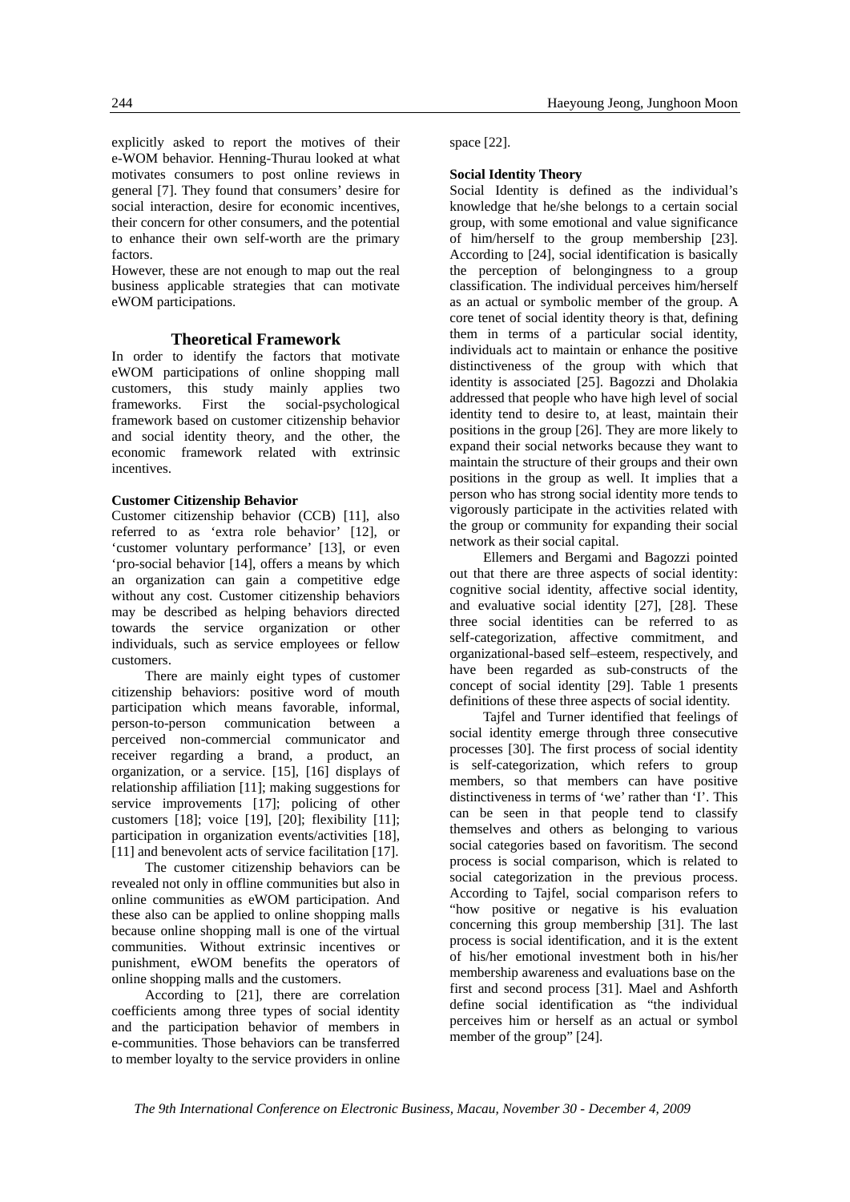explicitly asked to report the motives of their e-WOM behavior. Henning-Thurau looked at what motivates consumers to post online reviews in general [7]. They found that consumers' desire for social interaction, desire for economic incentives, their concern for other consumers, and the potential to enhance their own self-worth are the primary factors.

However, these are not enough to map out the real business applicable strategies that can motivate eWOM participations.

## Theoretical Framework

In order to identify the factors that motivate eWOM participations of online shopping mall customers, this study mainly applies two frameworks. First the social-psychological framework based on customer citizenship behavior and social identity theory, and the other, the economic framework related with extrinsic incentives.

### Customer Citizenship Behavior

Customer citizenship behavior (CCB) [11], also referred to as 'extra role behavior' [12], or 'customer voluntary performance' [13], or even 'pro-social behavior [14], offers a means by which an organization can gain a competitive edge without any cost. Customer citizenship behaviors may be described as helping behaviors directed towards the service organization or other individuals, such as service employees or fellow customers.

There are mainly eight types of customer citizenship behaviors: positive word of mouth participation which means favorable, informal, person-to-person communication between a perceived non-commercial communicator and receiver regarding a brand, a product, an organization, or a service. [15], [16] displays of relationship affiliation [11]; making suggestions for service improvements [17]; policing of other customers [18]; voice [19], [20]; flexibility [11]; participation in organization events/activities [18], [11] and benevolent acts of service facilitation [17].

The customer citizenship behaviors can be revealed not only in offline communities but also in online communities as eWOM participation. And these also can be applied to online shopping malls because online shopping mall is one of the virtual communities. Without extrinsic incentives or punishment, eWOM benefits the operators of online shopping malls and the customers.

According to [21], there are correlation coefficients among three types of social identity and the participation behavior of members in e-communities. Those behaviors can be transferred to member loyalty to the service providers in online space [22].

### Social Identity Theory

Social Identity is defined as the individual's knowledge that he/she belongs to a certain social group, with some emotional and value significance of him/herself to the group membership [23]. According to [24], social identification is basically the perception of belongingness to a group classification. The individual perceives him/herself as an actual or symbolic member of the group. A core tenet of social identity theory is that, defining them in terms of a particular social identity, individuals act to maintain or enhance the positive distinctiveness of the group with which that identity is associated [25]. Bagozzi and Dholakia addressed that people who have high level of social identity tend to desire to, at least, maintain their positions in the group [26]. They are more likely to expand their social networks because they want to maintain the structure of their groups and their own positions in the group as well. It implies that a person who has strong social identity more tends to vigorously participate in the activities related with the group or community for expanding their social network as their social capital.

Ellemers and Bergami and Bagozzi pointed out that there are three aspects of social identity: cognitive social identity, affective social identity, and evaluative social identity [27], [28]. These three social identities can be referred to as self-categorization, affective commitment, and organizational-based self–esteem, respectively, and have been regarded as sub-constructs of the concept of social identity [29]. Table 1 presents definitions of these three aspects of social identity.

Tajfel and Turner identified that feelings of social identity emerge through three consecutive processes [30]. The first process of social identity is self-categorization, which refers to group members, so that members can have positive distinctiveness in terms of 'we' rather than 'I'. This can be seen in that people tend to classify themselves and others as belonging to various social categories based on favoritism. The second process is social comparison, which is related to social categorization in the previous process. According to Tajfel, social comparison refers to "how positive or negative is his evaluation concerning this group membership [31]. The last process is social identification, and it is the extent of his/her emotional investment both in his/her membership awareness and evaluations base on the first and second process [31]. Mael and Ashforth define social identification as "the individual perceives him or herself as an actual or symbol member of the group" [24].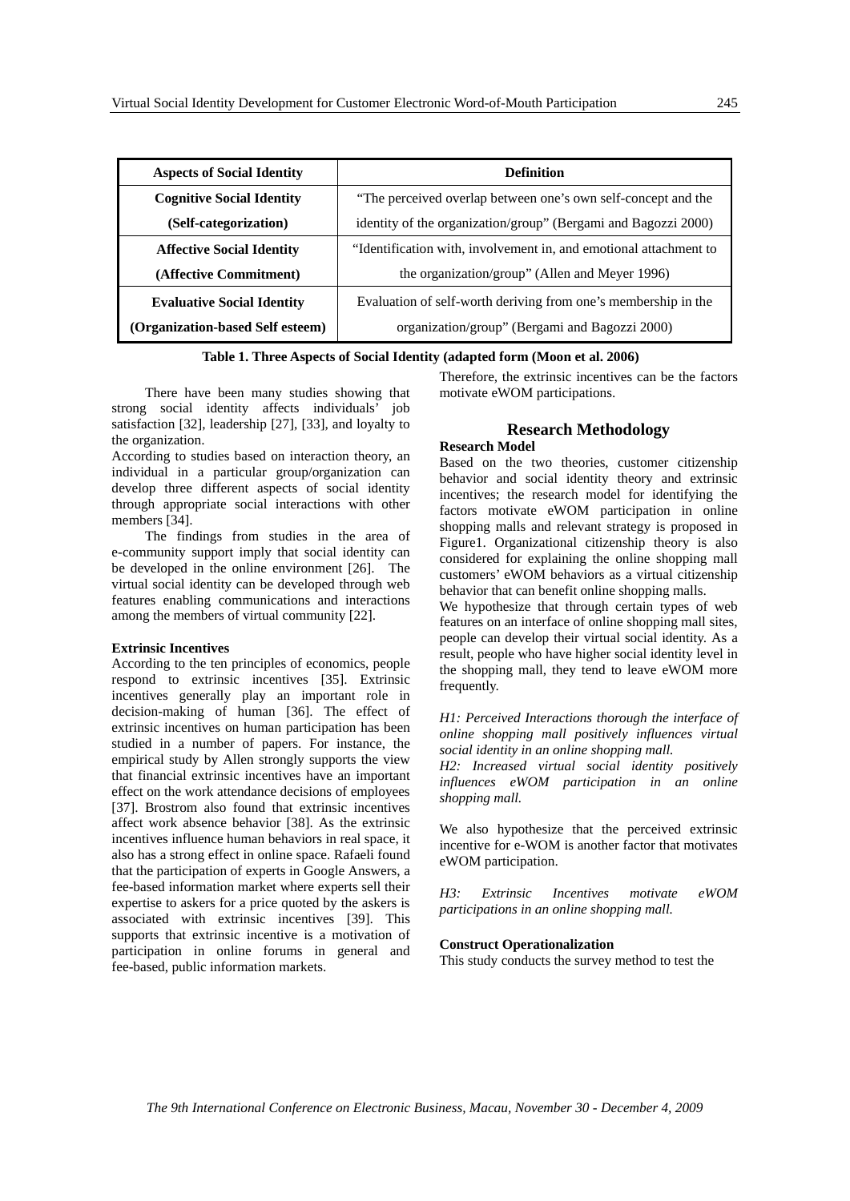| Aspects of Social Identity | Definition |
|---|---|
| **Cognitive Social Identity (Self-categorization)** | "The perceived overlap between one's own self-concept and the identity of the organization/group" (Bergami and Bagozzi 2000) |
| **Affective Social Identity (Affective Commitment)** | "Identification with, involvement in, and emotional attachment to the organization/group" (Allen and Meyer 1996) |
| **Evaluative Social Identity (Organization-based Self esteem)** | Evaluation of self-worth deriving from one's membership in the organization/group" (Bergami and Bagozzi 2000) |

**Table 1. Three Aspects of Social Identity (adapted form (Moon et al. 2006)**

There have been many studies showing that strong social identity affects individuals' job satisfaction [32], leadership [27], [33], and loyalty to the organization.

According to studies based on interaction theory, an individual in a particular group/organization can develop three different aspects of social identity through appropriate social interactions with other members [34].

The findings from studies in the area of e-community support imply that social identity can be developed in the online environment [26]. The virtual social identity can be developed through web features enabling communications and interactions among the members of virtual community [22].

#### Extrinsic Incentives

According to the ten principles of economics, people respond to extrinsic incentives [35]. Extrinsic incentives generally play an important role in decision-making of human [36]. The effect of extrinsic incentives on human participation has been studied in a number of papers. For instance, the empirical study by Allen strongly supports the view that financial extrinsic incentives have an important effect on the work attendance decisions of employees [37]. Brostrom also found that extrinsic incentives affect work absence behavior [38]. As the extrinsic incentives influence human behaviors in real space, it also has a strong effect in online space. Rafaeli found that the participation of experts in Google Answers, a fee-based information market where experts sell their expertise to askers for a price quoted by the askers is associated with extrinsic incentives [39]. This supports that extrinsic incentive is a motivation of participation in online forums in general and fee-based, public information markets. Therefore, the extrinsic incentives can be the factors motivate eWOM participations.

## Research Methodology

#### Research Model

Based on the two theories, customer citizenship behavior and social identity theory and extrinsic incentives; the research model for identifying the factors motivate eWOM participation in online shopping malls and relevant strategy is proposed in Figure1. Organizational citizenship theory is also considered for explaining the online shopping mall customers' eWOM behaviors as a virtual citizenship behavior that can benefit online shopping malls.

We hypothesize that through certain types of web features on an interface of online shopping mall sites, people can develop their virtual social identity. As a result, people who have higher social identity level in the shopping mall, they tend to leave eWOM more frequently.

*H1: Perceived Interactions thorough the interface of online shopping mall positively influences virtual social identity in an online shopping mall.*

*H2: Increased virtual social identity positively influences eWOM participation in an online shopping mall.*

We also hypothesize that the perceived extrinsic incentive for e-WOM is another factor that motivates eWOM participation.

*H3: Extrinsic Incentives motivate eWOM participations in an online shopping mall.*

#### Construct Operationalization

This study conducts the survey method to test the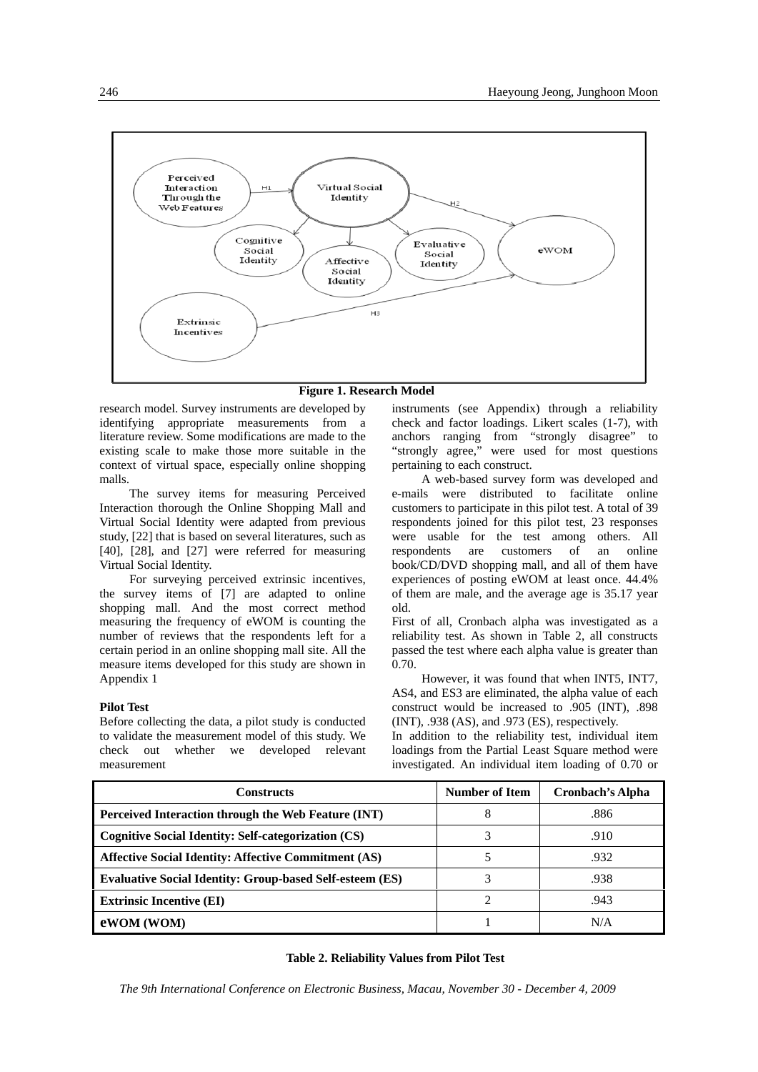**Figure 1. Research Model**

research model. Survey instruments are developed by identifying appropriate measurements from a literature review. Some modifications are made to the existing scale to make those more suitable in the context of virtual space, especially online shopping malls.

The survey items for measuring Perceived Interaction thorough the Online Shopping Mall and Virtual Social Identity were adapted from previous study, [22] that is based on several literatures, such as [40], [28], and [27] were referred for measuring Virtual Social Identity.

For surveying perceived extrinsic incentives, the survey items of [7] are adapted to online shopping mall. And the most correct method measuring the frequency of eWOM is counting the number of reviews that the respondents left for a certain period in an online shopping mall site. All the measure items developed for this study are shown in Appendix 1

**Pilot Test**

Before collecting the data, a pilot study is conducted to validate the measurement model of this study. We check out whether we developed relevant measurement instruments (see Appendix) through a reliability check and factor loadings. Likert scales (1-7), with anchors ranging from "strongly disagree" to "strongly agree," were used for most questions pertaining to each construct.

A web-based survey form was developed and e-mails were distributed to facilitate online customers to participate in this pilot test. A total of 39 respondents joined for this pilot test, 23 responses were usable for the test among others. All respondents are customers of an online book/CD/DVD shopping mall, and all of them have experiences of posting eWOM at least once. 44.4% of them are male, and the average age is 35.17 year old.

First of all, Cronbach alpha was investigated as a reliability test. As shown in Table 2, all constructs passed the test where each alpha value is greater than 0.70.

However, it was found that when INT5, INT7, AS4, and ES3 are eliminated, the alpha value of each construct would be increased to .905 (INT), .898 (INT), .938 (AS), and .973 (ES), respectively.

In addition to the reliability test, individual item loadings from the Partial Least Square method were investigated. An individual item loading of 0.70 or

| Constructs | Number of Item | Cronbach's Alpha |
|---|---|---|
| **Perceived Interaction through the Web Feature (INT)** | 8 | .886 |
| **Cognitive Social Identity: Self-categorization (CS)** | 3 | .910 |
| **Affective Social Identity: Affective Commitment (AS)** | 5 | .932 |
| **Evaluative Social Identity: Group-based Self-esteem (ES)** | 3 | .938 |
| **Extrinsic Incentive (EI)** | 2 | .943 |
| **eWOM (WOM)** | 1 | N/A |

**Table 2. Reliability Values from Pilot Test**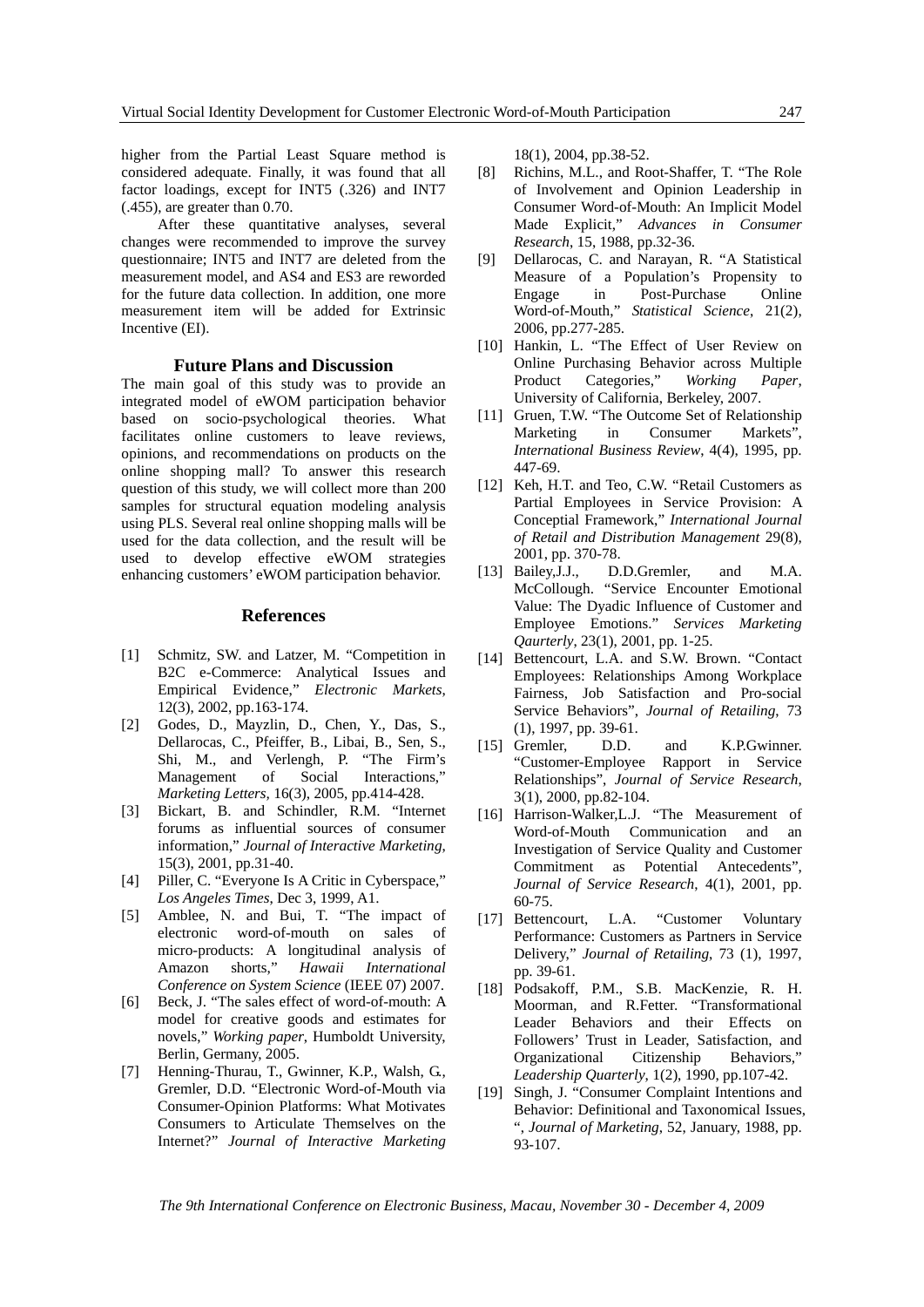higher from the Partial Least Square method is considered adequate. Finally, it was found that all factor loadings, except for INT5 (.326) and INT7 (.455), are greater than 0.70.

After these quantitative analyses, several changes were recommended to improve the survey questionnaire; INT5 and INT7 are deleted from the measurement model, and AS4 and ES3 are reworded for the future data collection. In addition, one more measurement item will be added for Extrinsic Incentive (EI).

## Future Plans and Discussion

The main goal of this study was to provide an integrated model of eWOM participation behavior based on socio-psychological theories. What facilitates online customers to leave reviews, opinions, and recommendations on products on the online shopping mall? To answer this research question of this study, we will collect more than 200 samples for structural equation modeling analysis using PLS. Several real online shopping malls will be used for the data collection, and the result will be used to develop effective eWOM strategies enhancing customers' eWOM participation behavior.

## References

[1] Schmitz, SW. and Latzer, M. "Competition in B2C e-Commerce: Analytical Issues and Empirical Evidence," *Electronic Markets*, 12(3), 2002, pp.163-174.

[2] Godes, D., Mayzlin, D., Chen, Y., Das, S., Dellarocas, C., Pfeiffer, B., Libai, B., Sen, S., Shi, M., and Verlengh, P. "The Firm's Management of Social Interactions," *Marketing Letters*, 16(3), 2005, pp.414-428.

[3] Bickart, B. and Schindler, R.M. "Internet forums as influential sources of consumer information," *Journal of Interactive Marketing*, 15(3), 2001, pp.31-40.

[4] Piller, C. "Everyone Is A Critic in Cyberspace," *Los Angeles Times*, Dec 3, 1999, A1.

[5] Amblee, N. and Bui, T. "The impact of electronic word-of-mouth on sales of micro-products: A longitudinal analysis of Amazon shorts," *Hawaii International Conference on System Science* (IEEE 07) 2007.

[6] Beck, J. "The sales effect of word-of-mouth: A model for creative goods and estimates for novels," *Working paper*, Humboldt University, Berlin, Germany, 2005.

[7] Henning-Thurau, T., Gwinner, K.P., Walsh, G., Gremler, D.D. "Electronic Word-of-Mouth via Consumer-Opinion Platforms: What Motivates Consumers to Articulate Themselves on the Internet?" *Journal of Interactive Marketing* 18(1), 2004, pp.38-52.

[8] Richins, M.L., and Root-Shaffer, T. "The Role of Involvement and Opinion Leadership in Consumer Word-of-Mouth: An Implicit Model Made Explicit," *Advances in Consumer Research*, 15, 1988, pp.32-36.

[9] Dellarocas, C. and Narayan, R. "A Statistical Measure of a Population's Propensity to Engage in Post-Purchase Online Word-of-Mouth," *Statistical Science*, 21(2), 2006, pp.277-285.

[10] Hankin, L. "The Effect of User Review on Online Purchasing Behavior across Multiple Product Categories," *Working Paper*, University of California, Berkeley, 2007.

[11] Gruen, T.W. "The Outcome Set of Relationship Marketing in Consumer Markets", *International Business Review*, 4(4), 1995, pp. 447-69.

[12] Keh, H.T. and Teo, C.W. "Retail Customers as Partial Employees in Service Provision: A Conceptual Framework," *International Journal of Retail and Distribution Management* 29(8), 2001, pp. 370-78.

[13] Bailey,J.J., D.D.Gremler, and M.A. McCollough. "Service Encounter Emotional Value: The Dyadic Influence of Customer and Employee Emotions." *Services Marketing Qaurterly*, 23(1), 2001, pp. 1-25.

[14] Bettencourt, L.A. and S.W. Brown. "Contact Employees: Relationships Among Workplace Fairness, Job Satisfaction and Pro-social Service Behaviors", *Journal of Retailing*, 73 (1), 1997, pp. 39-61.

[15] Gremler, D.D. and K.P.Gwinner. "Customer-Employee Rapport in Service Relationships", *Journal of Service Research*, 3(1), 2000, pp.82-104.

[16] Harrison-Walker,L.J. "The Measurement of Word-of-Mouth Communication and an Investigation of Service Quality and Customer Commitment as Potential Antecedents", *Journal of Service Research*, 4(1), 2001, pp. 60-75.

[17] Bettencourt, L.A. "Customer Voluntary Performance: Customers as Partners in Service Delivery," *Journal of Retailing*, 73 (1), 1997, pp. 39-61.

[18] Podsakoff, P.M., S.B. MacKenzie, R. H. Moorman, and R.Fetter. "Transformational Leader Behaviors and their Effects on Followers' Trust in Leader, Satisfaction, and Organizational Citizenship Behaviors," *Leadership Quarterly*, 1(2), 1990, pp.107-42.

[19] Singh, J. "Consumer Complaint Intentions and Behavior: Definitional and Taxonomical Issues, ", *Journal of Marketing*, 52, January, 1988, pp. 93-107.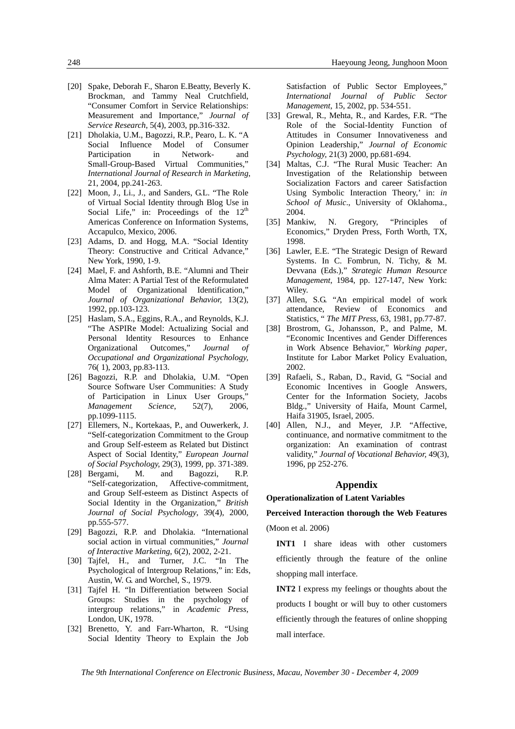[20] Spake, Deborah F., Sharon E.Beatty, Beverly K. Brockman, and Tammy Neal Crutchfield, "Consumer Comfort in Service Relationships: Measurement and Importance," *Journal of Service Research*, 5(4), 2003, pp.316-332.

[21] Dholakia, U.M., Bagozzi, R.P., Pearo, L. K. "A Social Influence Model of Consumer Participation in Network- and Small-Group-Based Virtual Communities," *International Journal of Research in Marketing*, 21, 2004, pp.241-263.

[22] Moon, J., Li., J., and Sanders, G.L. "The Role of Virtual Social Identity through Blog Use in Social Life," in: Proceedings of the 12th Americas Conference on Information Systems, Accapulco, Mexico, 2006.

[23] Adams, D. and Hogg, M.A. "Social Identity Theory: Constructive and Critical Advance," New York, 1990, 1-9.

[24] Mael, F. and Ashforth, B.E. "Alumni and Their Alma Mater: A Partial Test of the Reformulated Model of Organizational Identification," *Journal of Organizational Behavior,* 13(2), 1992, pp.103-123.

[25] Haslam, S.A., Eggins, R.A., and Reynolds, K.J. "The ASPIRe Model: Actualizing Social and Personal Identity Resources to Enhance Organizational Outcomes," *Journal of Occupational and Organizational Psychology,* 76( 1), 2003, pp.83-113.

[26] Bagozzi, R.P. and Dholakia, U.M. "Open Source Software User Communities: A Study of Participation in Linux User Groups," *Management Science*, 52(7), 2006, pp.1099-1115.

[27] Ellemers, N., Kortekaas, P., and Ouwerkerk, J. "Self-categorization Commitment to the Group and Group Self-esteem as Related but Distinct Aspect of Social Identity," *European Journal of Social Psychology,* 29(3), 1999, pp. 371-389.

[28] Bergami, M. and Bagozzi, R.P. "Self-categorization, Affective-commitment, and Group Self-esteem as Distinct Aspects of Social Identity in the Organization," *British Journal of Social Psychology*, 39(4), 2000, pp.555-577.

[29] Bagozzi, R.P. and Dholakia. "International social action in virtual communities," *Journal of Interactive Marketing*, 6(2), 2002, 2-21.

[30] Tajfel, H., and Turner, J.C. "In The Psychological of Intergroup Relations," in: Eds, Austin, W. G. and Worchel, S., 1979.

[31] Tajfel H. "In Differentiation between Social Groups: Studies in the psychology of intergroup relations," in *Academic Press*, London, UK, 1978.

[32] Brenetto, Y. and Farr-Wharton, R. "Using Social Identity Theory to Explain the Job Satisfaction of Public Sector Employees," *International Journal of Public Sector Management*, 15, 2002, pp. 534-551.

[33] Grewal, R., Mehta, R., and Kardes, F.R. "The Role of the Social-Identity Function of Attitudes in Consumer Innovativeness and Opinion Leadership," *Journal of Economic Psychology,* 21(3) 2000, pp.681-694.

[34] Maltas, C.J. "The Rural Music Teacher: An Investigation of the Relationship between Socialization Factors and career Satisfaction Using Symbolic Interaction Theory,' in: *in School of Music*., University of Oklahoma., 2004.

[35] Mankiw, N. Gregory, "Principles of Economics," Dryden Press, Forth Worth, TX, 1998.

[36] Lawler, E.E. "The Strategic Design of Reward Systems. In C. Fombrun, N. Tichy, & M. Devvana (Eds.)," *Strategic Human Resource Management*, 1984, pp. 127-147, New York: Wiley.

[37] Allen, S.G. "An empirical model of work attendance, Review of Economics and Statistics, " *The MIT Press*, 63, 1981, pp.77-87.

[38] Brostrom, G., Johansson, P., and Palme, M. "Economic Incentives and Gender Differences in Work Absence Behavior," *Working paper*, Institute for Labor Market Policy Evaluation, 2002.

[39] Rafaeli, S., Raban, D., Ravid, G. "Social and Economic Incentives in Google Answers, Center for the Information Society, Jacobs Bldg.," University of Haifa, Mount Carmel, Haifa 31905, Israel, 2005.

[40] Allen, N.J., and Meyer, J.P. "Affective, continuance, and normative commitment to the organization: An examination of contrast validity," *Journal of Vocational Behavior,* 49(3), 1996, pp 252-276.

## Appendix

**Operationalization of Latent Variables**

**Perceived Interaction thorough the Web Features**

(Moon et al. 2006)

**INT1** I share ideas with other customers efficiently through the feature of the online shopping mall interface.

**INT2** I express my feelings or thoughts about the products I bought or will buy to other customers efficiently through the features of online shopping mall interface.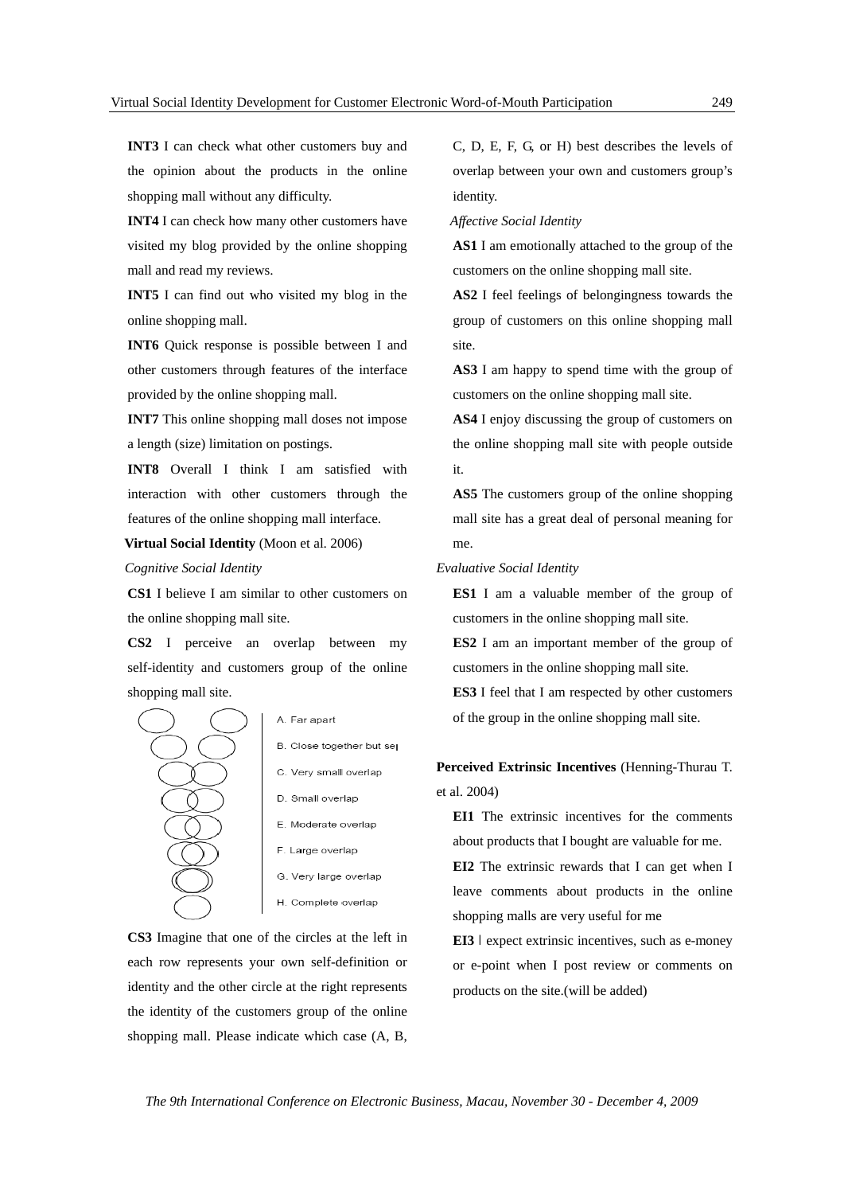**INT3** I can check what other customers buy and the opinion about the products in the online shopping mall without any difficulty.

**INT4** I can check how many other customers have visited my blog provided by the online shopping mall and read my reviews.

**INT5** I can find out who visited my blog in the online shopping mall.

**INT6** Quick response is possible between I and other customers through features of the interface provided by the online shopping mall.

**INT7** This online shopping mall doses not impose a length (size) limitation on postings.

**INT8** Overall I think I am satisfied with interaction with other customers through the features of the online shopping mall interface.

**Virtual Social Identity** (Moon et al. 2006)

*Cognitive Social Identity*

**CS1** I believe I am similar to other customers on the online shopping mall site.

**CS2** I perceive an overlap between my self-identity and customers group of the online shopping mall site.

A. Far apart
B. Close together but se|
C. Very small overlap
D. Small overlap
E. Moderate overlap
F. Large overlap
G. Very large overlap
H. Complete overlap

**CS3** Imagine that one of the circles at the left in each row represents your own self-definition or identity and the other circle at the right represents the identity of the customers group of the online shopping mall. Please indicate which case (A, B, C, D, E, F, G, or H) best describes the levels of overlap between your own and customers group's identity.

*Affective Social Identity*

**AS1** I am emotionally attached to the group of the customers on the online shopping mall site.

**AS2** I feel feelings of belongingness towards the group of customers on this online shopping mall site.

**AS3** I am happy to spend time with the group of customers on the online shopping mall site.

**AS4** I enjoy discussing the group of customers on the online shopping mall site with people outside it.

**AS5** The customers group of the online shopping mall site has a great deal of personal meaning for me.

*Evaluative Social Identity*

**ES1** I am a valuable member of the group of customers in the online shopping mall site.

**ES2** I am an important member of the group of customers in the online shopping mall site.

**ES3** I feel that I am respected by other customers of the group in the online shopping mall site.

**Perceived Extrinsic Incentives** (Henning-Thurau T. et al. 2004)

**EI1** The extrinsic incentives for the comments about products that I bought are valuable for me.

**EI2** The extrinsic rewards that I can get when I leave comments about products in the online shopping malls are very useful for me

**EI3** I expect extrinsic incentives, such as e-money or e-point when I post review or comments on products on the site.(will be added)